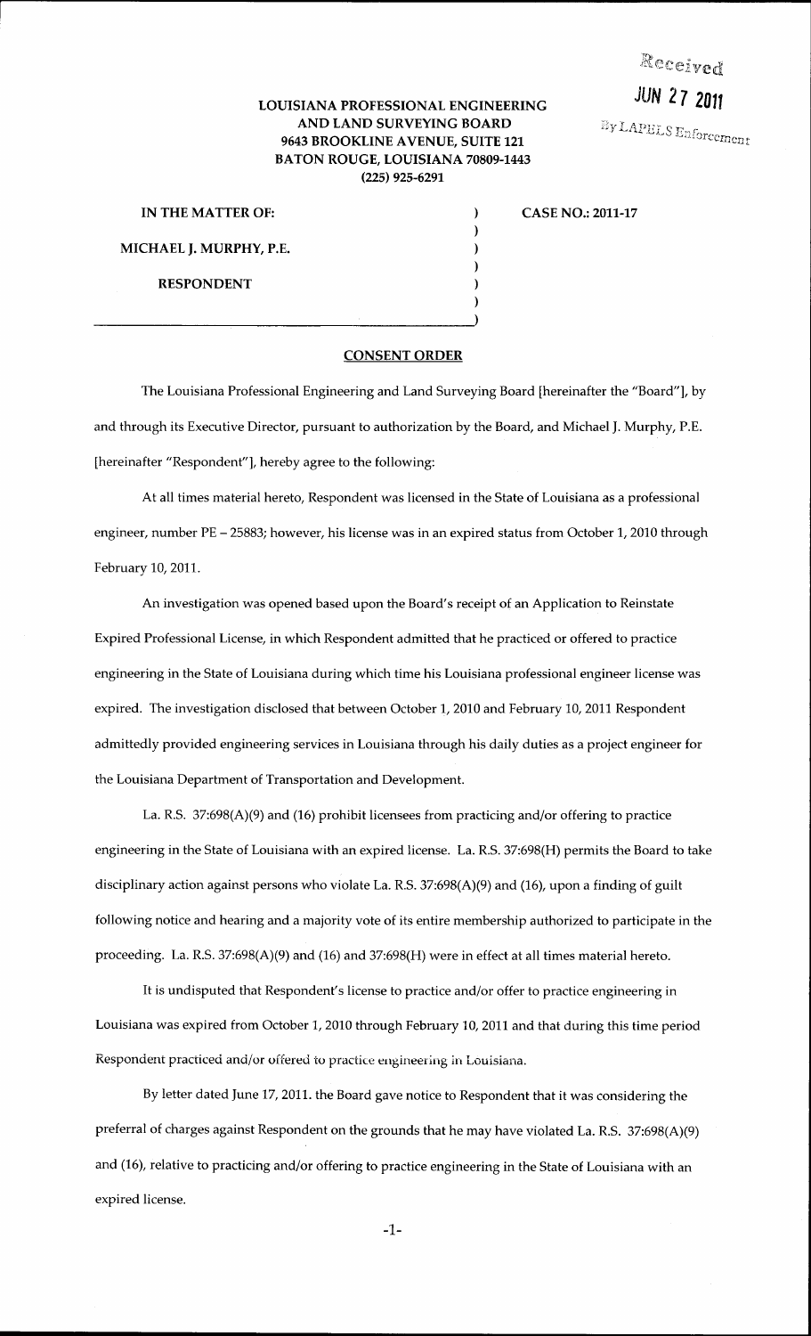Received
**JUN 27 2011**
By LAPELS Enforcement

**LOUISIANA PROFESSIONAL ENGINEERING AND LAND SURVEYING BOARD**
**9643 BROOKLINE AVENUE, SUITE 121**
**BATON ROUGE, LOUISIANA 70809-1443**
**(225) 925-6291**

IN THE MATTER OF:

MICHAEL J. MURPHY, P.E.

RESPONDENT

CASE NO.: 2011-17

## CONSENT ORDER

The Louisiana Professional Engineering and Land Surveying Board [hereinafter the "Board"], by and through its Executive Director, pursuant to authorization by the Board, and Michael J. Murphy, P.E. [hereinafter "Respondent"], hereby agree to the following:

At all times material hereto, Respondent was licensed in the State of Louisiana as a professional engineer, number PE – 25883; however, his license was in an expired status from October 1, 2010 through February 10, 2011.

An investigation was opened based upon the Board's receipt of an Application to Reinstate Expired Professional License, in which Respondent admitted that he practiced or offered to practice engineering in the State of Louisiana during which time his Louisiana professional engineer license was expired. The investigation disclosed that between October 1, 2010 and February 10, 2011 Respondent admittedly provided engineering services in Louisiana through his daily duties as a project engineer for the Louisiana Department of Transportation and Development.

La. R.S. 37:698(A)(9) and (16) prohibit licensees from practicing and/or offering to practice engineering in the State of Louisiana with an expired license. La. R.S. 37:698(H) permits the Board to take disciplinary action against persons who violate La. R.S. 37:698(A)(9) and (16), upon a finding of guilt following notice and hearing and a majority vote of its entire membership authorized to participate in the proceeding. La. R.S. 37:698(A)(9) and (16) and 37:698(H) were in effect at all times material hereto.

It is undisputed that Respondent's license to practice and/or offer to practice engineering in Louisiana was expired from October 1, 2010 through February 10, 2011 and that during this time period Respondent practiced and/or offered to practice engineering in Louisiana.

By letter dated June 17, 2011. the Board gave notice to Respondent that it was considering the preferral of charges against Respondent on the grounds that he may have violated La. R.S. 37:698(A)(9) and (16), relative to practicing and/or offering to practice engineering in the State of Louisiana with an expired license.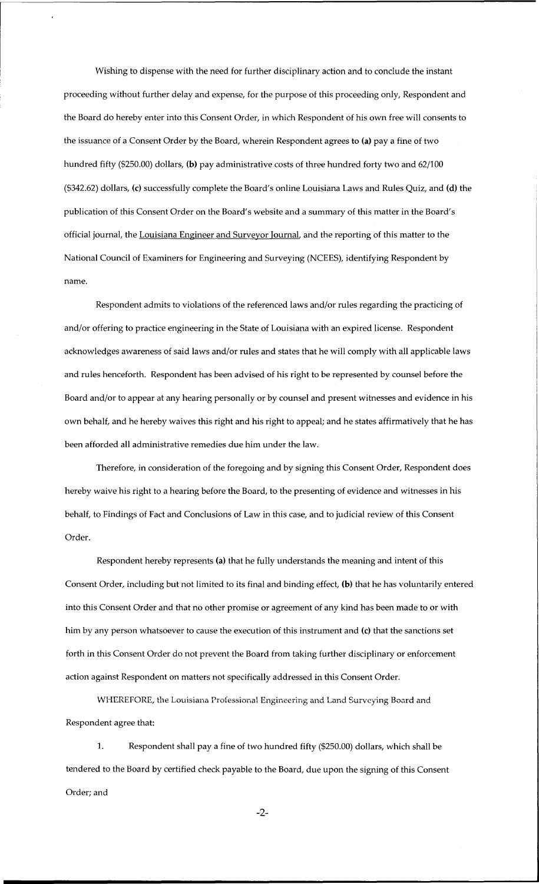Wishing to dispense with the need for further disciplinary action and to conclude the instant proceeding without further delay and expense, for the purpose of this proceeding only, Respondent and the Board do hereby enter into this Consent Order, in which Respondent of his own free will consents to the issuance of a Consent Order by the Board, wherein Respondent agrees to **(a)** pay a fine of two hundred fifty ($250.00) dollars, **(b)** pay administrative costs of three hundred forty two and 62/100 ($342.62) dollars, **(c)** successfully complete the Board's online Louisiana Laws and Rules Quiz, and **(d)** the publication of this Consent Order on the Board's website and a summary of this matter in the Board's official journal, the Louisiana Engineer and Surveyor Journal, and the reporting of this matter to the National Council of Examiners for Engineering and Surveying (NCEES), identifying Respondent by name.

Respondent admits to violations of the referenced laws and/or rules regarding the practicing of and/or offering to practice engineering in the State of Louisiana with an expired license. Respondent acknowledges awareness of said laws and/or rules and states that he will comply with all applicable laws and rules henceforth. Respondent has been advised of his right to be represented by counsel before the Board and/or to appear at any hearing personally or by counsel and present witnesses and evidence in his own behalf, and he hereby waives this right and his right to appeal; and he states affirmatively that he has been afforded all administrative remedies due him under the law.

Therefore, in consideration of the foregoing and by signing this Consent Order, Respondent does hereby waive his right to a hearing before the Board, to the presenting of evidence and witnesses in his behalf, to Findings of Fact and Conclusions of Law in this case, and to judicial review of this Consent Order.

Respondent hereby represents **(a)** that he fully understands the meaning and intent of this Consent Order, including but not limited to its final and binding effect, **(b)** that he has voluntarily entered into this Consent Order and that no other promise or agreement of any kind has been made to or with him by any person whatsoever to cause the execution of this instrument and **(c)** that the sanctions set forth in this Consent Order do not prevent the Board from taking further disciplinary or enforcement action against Respondent on matters not specifically addressed in this Consent Order.

WHEREFORE, the Louisiana Professional Engineering and Land Surveying Board and Respondent agree that:

1. Respondent shall pay a fine of two hundred fifty ($250.00) dollars, which shall be tendered to the Board by certified check payable to the Board, due upon the signing of this Consent Order; and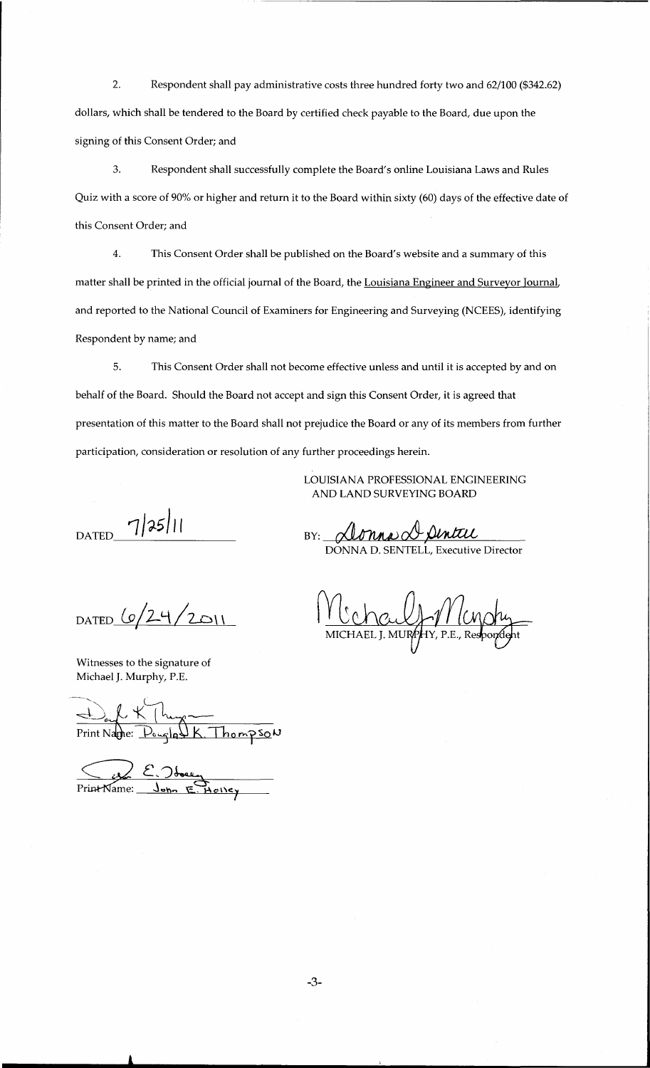2. Respondent shall pay administrative costs three hundred forty two and 62/100 ($342.62) dollars, which shall be tendered to the Board by certified check payable to the Board, due upon the signing of this Consent Order; and

3. Respondent shall successfully complete the Board's online Louisiana Laws and Rules Quiz with a score of 90% or higher and return it to the Board within sixty (60) days of the effective date of this Consent Order; and

4. This Consent Order shall be published on the Board's website and a summary of this matter shall be printed in the official journal of the Board, the Louisiana Engineer and Surveyor Journal, and reported to the National Council of Examiners for Engineering and Surveying (NCEES), identifying Respondent by name; and

5. This Consent Order shall not become effective unless and until it is accepted by and on behalf of the Board. Should the Board not accept and sign this Consent Order, it is agreed that presentation of this matter to the Board shall not prejudice the Board or any of its members from further participation, consideration or resolution of any further proceedings herein.

LOUISIANA PROFESSIONAL ENGINEERING AND LAND SURVEYING BOARD

DATED 7/25/11

BY: Donna D. Sentell
DONNA D. SENTELL, Executive Director

DATED 6/24/2011

Michael J. Murphy
MICHAEL J. MURPHY, P.E., Respondent

Witnesses to the signature of Michael J. Murphy, P.E.

Print Name: Douglas K. Thompson

Print Name: John E. Holley